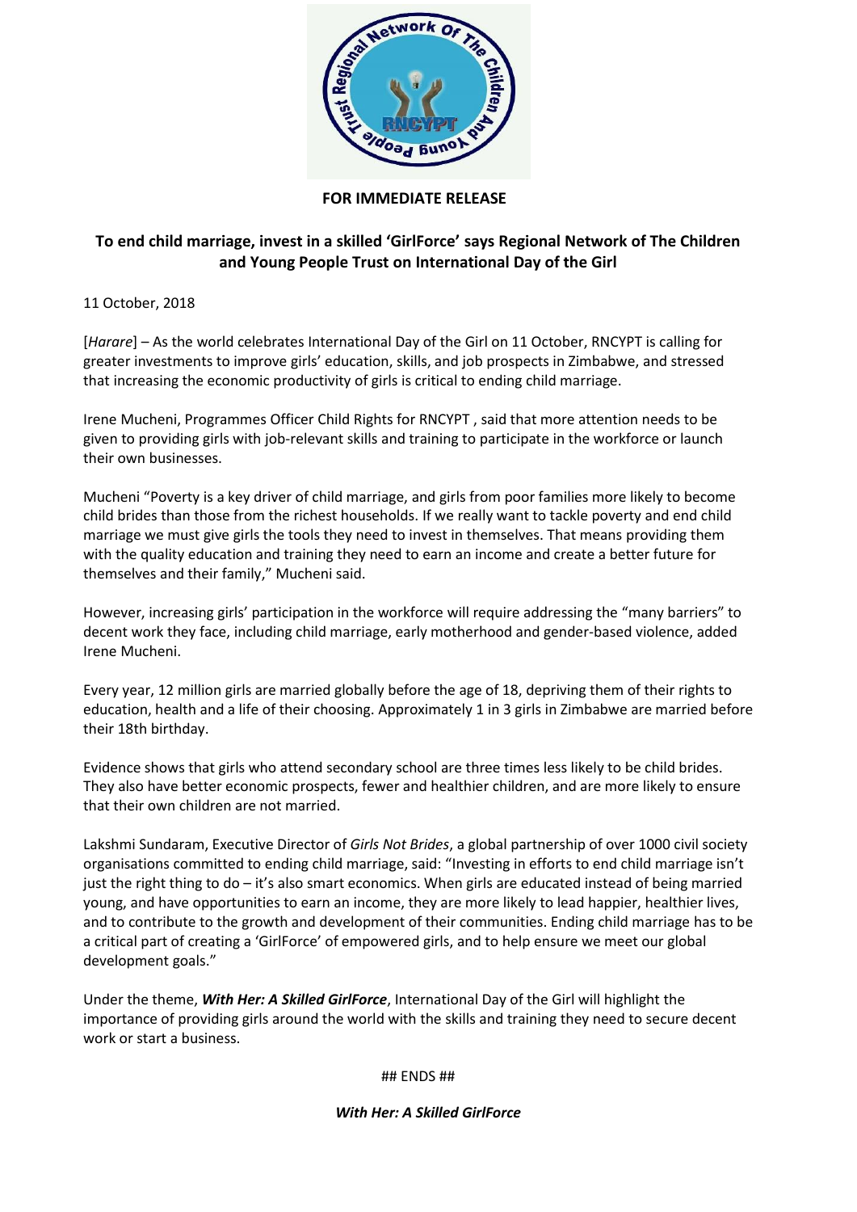**FOR IMMEDIATE RELEASE**

## To end child marriage, invest in a skilled 'GirlForce' says Regional Network of The Children and Young People Trust on International Day of the Girl

11 October, 2018

[*Harare*] – As the world celebrates International Day of the Girl on 11 October, RNCYPT is calling for greater investments to improve girls' education, skills, and job prospects in Zimbabwe, and stressed that increasing the economic productivity of girls is critical to ending child marriage.

Irene Mucheni, Programmes Officer Child Rights for RNCYPT , said that more attention needs to be given to providing girls with job-relevant skills and training to participate in the workforce or launch their own businesses.

Mucheni "Poverty is a key driver of child marriage, and girls from poor families more likely to become child brides than those from the richest households. If we really want to tackle poverty and end child marriage we must give girls the tools they need to invest in themselves. That means providing them with the quality education and training they need to earn an income and create a better future for themselves and their family," Mucheni said.

However, increasing girls' participation in the workforce will require addressing the "many barriers" to decent work they face, including child marriage, early motherhood and gender-based violence, added Irene Mucheni.

Every year, 12 million girls are married globally before the age of 18, depriving them of their rights to education, health and a life of their choosing. Approximately 1 in 3 girls in Zimbabwe are married before their 18th birthday.

Evidence shows that girls who attend secondary school are three times less likely to be child brides. They also have better economic prospects, fewer and healthier children, and are more likely to ensure that their own children are not married.

Lakshmi Sundaram, Executive Director of *Girls Not Brides*, a global partnership of over 1000 civil society organisations committed to ending child marriage, said: "Investing in efforts to end child marriage isn't just the right thing to do – it's also smart economics. When girls are educated instead of being married young, and have opportunities to earn an income, they are more likely to lead happier, healthier lives, and to contribute to the growth and development of their communities. Ending child marriage has to be a critical part of creating a 'GirlForce' of empowered girls, and to help ensure we meet our global development goals."

Under the theme, ***With Her: A Skilled GirlForce***, International Day of the Girl will highlight the importance of providing girls around the world with the skills and training they need to secure decent work or start a business.

## ENDS ##

***With Her: A Skilled GirlForce***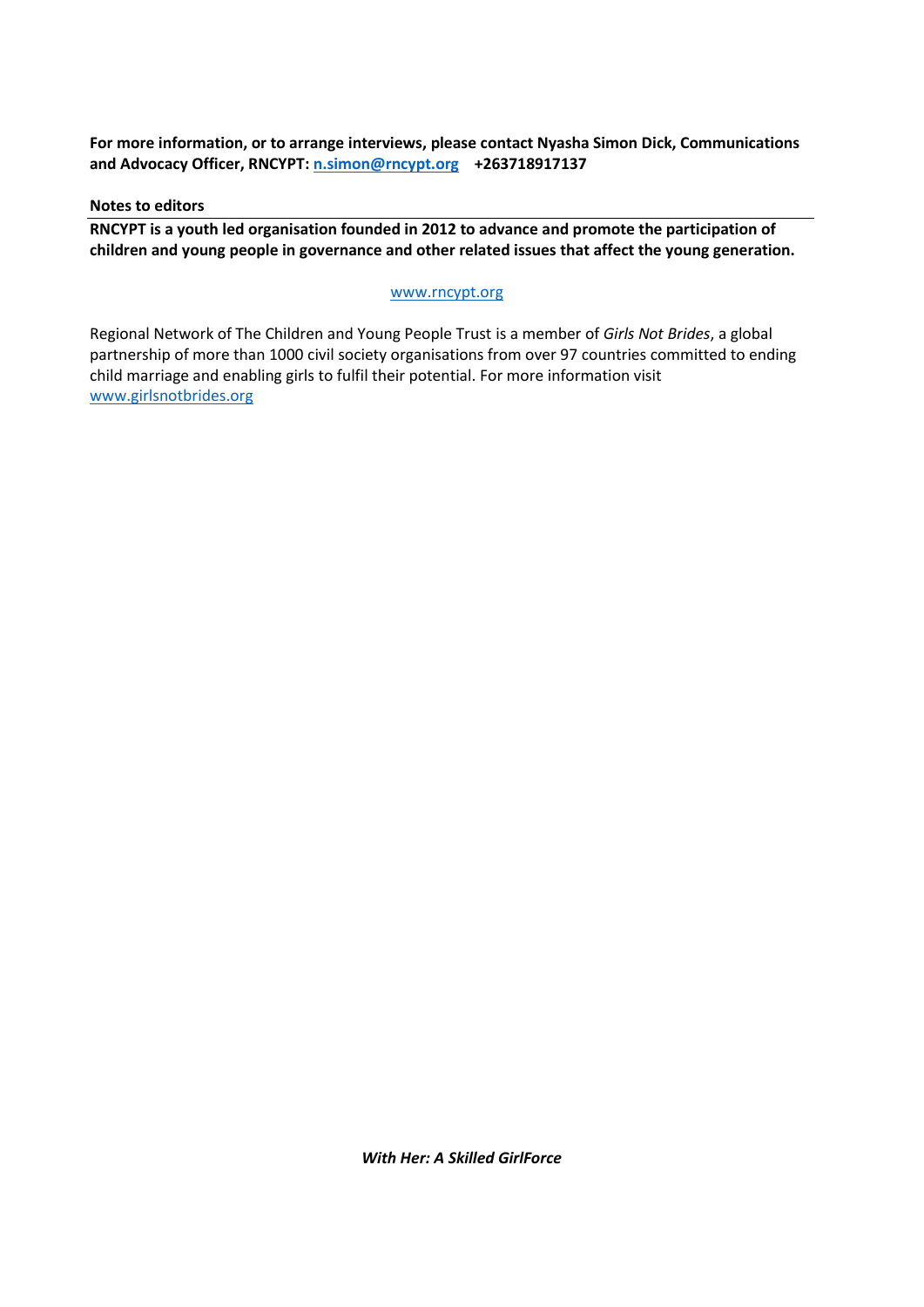**For more information, or to arrange interviews, please contact Nyasha Simon Dick, Communications and Advocacy Officer, RNCYPT: n.simon@rncypt.org +263718917137**

**Notes to editors**

**RNCYPT is a youth led organisation founded in 2012 to advance and promote the participation of children and young people in governance and other related issues that affect the young generation.**

www.rncypt.org

Regional Network of The Children and Young People Trust is a member of *Girls Not Brides*, a global partnership of more than 1000 civil society organisations from over 97 countries committed to ending child marriage and enabling girls to fulfil their potential. For more information visit www.girlsnotbrides.org

***With Her: A Skilled GirlForce***